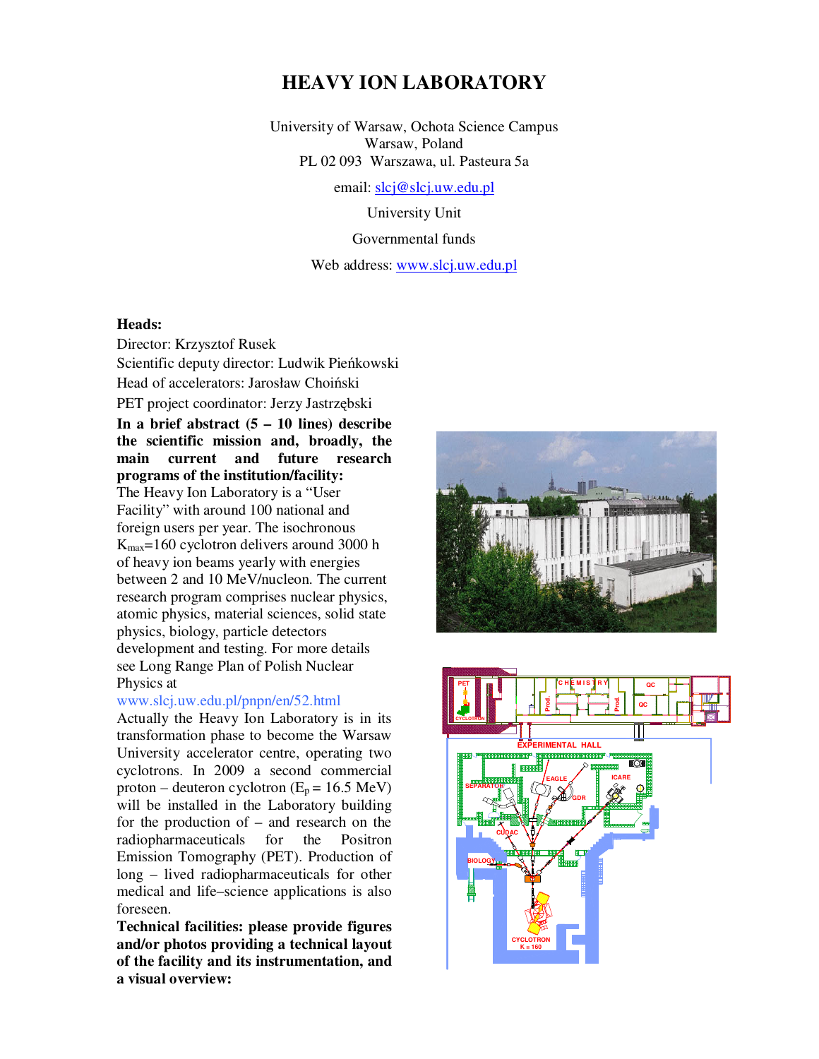# HEAVY ION LABORATORY

University of Warsaw, Ochota Science Campus
Warsaw, Poland
PL 02 093 Warszawa, ul. Pasteura 5a

email: slcj@slcj.uw.edu.pl

University Unit

Governmental funds

Web address: www.slcj.uw.edu.pl

**Heads:**

Director: Krzysztof Rusek

Scientific deputy director: Ludwik Pieńkowski

Head of accelerators: Jarosław Choiński

PET project coordinator: Jerzy Jastrzębski

**In a brief abstract (5 – 10 lines) describe the scientific mission and, broadly, the main current and future research programs of the institution/facility:**

The Heavy Ion Laboratory is a "User Facility" with around 100 national and foreign users per year. The isochronous $K_{max}$=160 cyclotron delivers around 3000 h of heavy ion beams yearly with energies between 2 and 10 MeV/nucleon. The current research program comprises nuclear physics, atomic physics, material sciences, solid state physics, biology, particle detectors development and testing. For more details see Long Range Plan of Polish Nuclear Physics at www.slcj.uw.edu.pl/pnpn/en/52.html

Actually the Heavy Ion Laboratory is in its transformation phase to become the Warsaw University accelerator centre, operating two cyclotrons. In 2009 a second commercial proton – deuteron cyclotron ($E_p$ = 16.5 MeV) will be installed in the Laboratory building for the production of – and research on the radiopharmaceuticals for the Positron Emission Tomography (PET). Production of long – lived radiopharmaceuticals for other medical and life–science applications is also foreseen.

**Technical facilities: please provide figures and/or photos providing a technical layout of the facility and its instrumentation, and a visual overview:**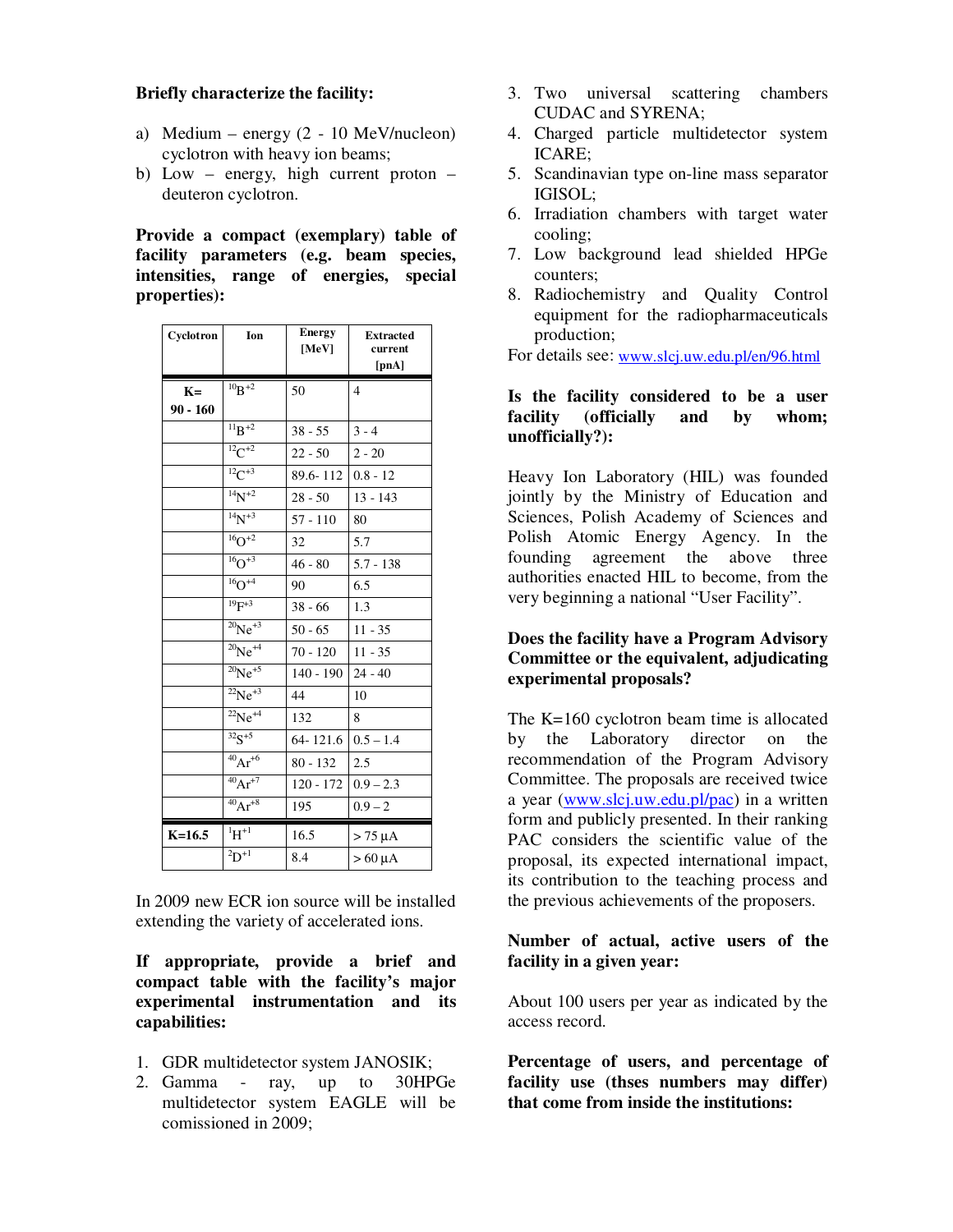**Briefly characterize the facility:**

a) Medium – energy (2 - 10 MeV/nucleon) cyclotron with heavy ion beams;
b) Low – energy, high current proton – deuteron cyclotron.

**Provide a compact (exemplary) table of facility parameters (e.g. beam species, intensities, range of energies, special properties):**

| Cyclotron | Ion | Energy [MeV] | Extracted current [pnA] |
|---|---|---|---|
| K= 90 - 160 | $^{10}B^{+2}$ | 50 | 4 |
| | $^{11}B^{+2}$ | 38 - 55 | 3 - 4 |
| | $^{12}C^{+2}$ | 22 - 50 | 2 - 20 |
| | $^{12}C^{+3}$ | 89.6- 112 | 0.8 - 12 |
| | $^{14}N^{+2}$ | 28 - 50 | 13 - 143 |
| | $^{14}N^{+3}$ | 57 - 110 | 80 |
| | $^{16}O^{+2}$ | 32 | 5.7 |
| | $^{16}O^{+3}$ | 46 - 80 | 5.7 - 138 |
| | $^{16}O^{+4}$ | 90 | 6.5 |
| | $^{19}F^{+3}$ | 38 - 66 | 1.3 |
| | $^{20}Ne^{+3}$ | 50 - 65 | 11 - 35 |
| | $^{20}Ne^{+4}$ | 70 - 120 | 11 - 35 |
| | $^{20}Ne^{+5}$ | 140 - 190 | 24 - 40 |
| | $^{22}Ne^{+3}$ | 44 | 10 |
| | $^{22}Ne^{+4}$ | 132 | 8 |
| | $^{32}S^{+5}$ | 64- 121.6 | 0.5 – 1.4 |
| | $^{40}Ar^{+6}$ | 80 - 132 | 2.5 |
| | $^{40}Ar^{+7}$ | 120 - 172 | 0.9 – 2.3 |
| | $^{40}Ar^{+8}$ | 195 | 0.9 – 2 |
| K=16.5 | $^{1}H^{+1}$ | 16.5 | > 75 μA |
| | $^{2}D^{+1}$ | 8.4 | > 60 μA |

In 2009 new ECR ion source will be installed extending the variety of accelerated ions.

**If appropriate, provide a brief and compact table with the facility's major experimental instrumentation and its capabilities:**

1. GDR multidetector system JANOSIK;
2. Gamma - ray, up to 30HPGe multidetector system EAGLE will be comissioned in 2009;
3. Two universal scattering chambers CUDAC and SYRENA;
4. Charged particle multidetector system ICARE;
5. Scandinavian type on-line mass separator IGISOL;
6. Irradiation chambers with target water cooling;
7. Low background lead shielded HPGe counters;
8. Radiochemistry and Quality Control equipment for the radiopharmaceuticals production;

For details see: www.slcj.uw.edu.pl/en/96.html

**Is the facility considered to be a user facility (officially and by whom; unofficially?):**

Heavy Ion Laboratory (HIL) was founded jointly by the Ministry of Education and Sciences, Polish Academy of Sciences and Polish Atomic Energy Agency. In the founding agreement the above three authorities enacted HIL to become, from the very beginning a national "User Facility".

**Does the facility have a Program Advisory Committee or the equivalent, adjudicating experimental proposals?**

The K=160 cyclotron beam time is allocated by the Laboratory director on the recommendation of the Program Advisory Committee. The proposals are received twice a year (www.slcj.uw.edu.pl/pac) in a written form and publicly presented. In their ranking PAC considers the scientific value of the proposal, its expected international impact, its contribution to the teaching process and the previous achievements of the proposers.

**Number of actual, active users of the facility in a given year:**

About 100 users per year as indicated by the access record.

**Percentage of users, and percentage of facility use (thses numbers may differ) that come from inside the institutions:**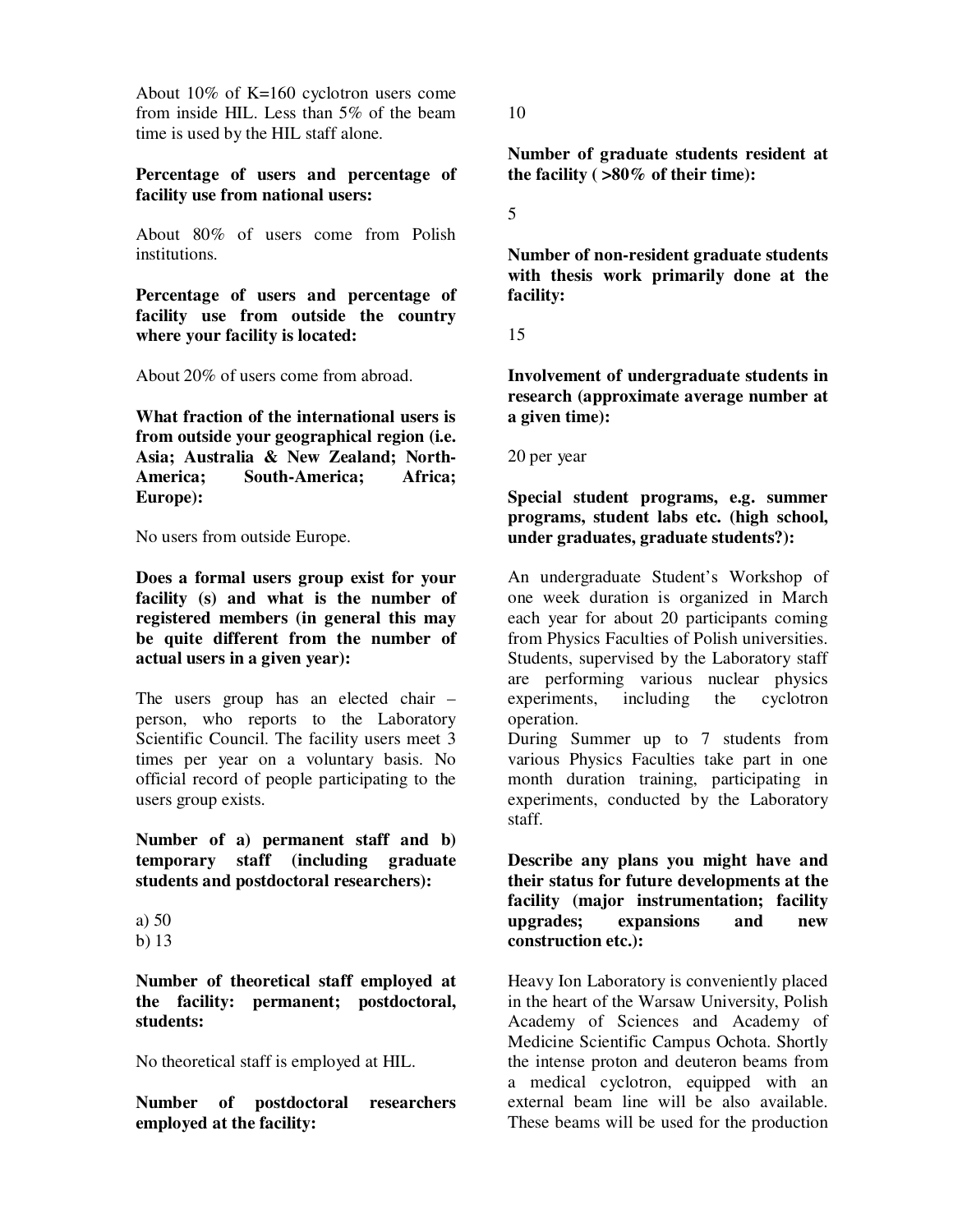About 10% of K=160 cyclotron users come from inside HIL. Less than 5% of the beam time is used by the HIL staff alone.

**Percentage of users and percentage of facility use from national users:**

About 80% of users come from Polish institutions.

**Percentage of users and percentage of facility use from outside the country where your facility is located:**

About 20% of users come from abroad.

**What fraction of the international users is from outside your geographical region (i.e. Asia; Australia & New Zealand; North-America; South-America; Africa; Europe):**

No users from outside Europe.

**Does a formal users group exist for your facility (s) and what is the number of registered members (in general this may be quite different from the number of actual users in a given year):**

The users group has an elected chair – person, who reports to the Laboratory Scientific Council. The facility users meet 3 times per year on a voluntary basis. No official record of people participating to the users group exists.

**Number of a) permanent staff and b) temporary staff (including graduate students and postdoctoral researchers):**

a) 50
b) 13

**Number of theoretical staff employed at the facility: permanent; postdoctoral, students:**

No theoretical staff is employed at HIL.

**Number of postdoctoral researchers employed at the facility:**

10

**Number of graduate students resident at the facility ( >80% of their time):**

5

**Number of non-resident graduate students with thesis work primarily done at the facility:**

15

**Involvement of undergraduate students in research (approximate average number at a given time):**

20 per year

**Special student programs, e.g. summer programs, student labs etc. (high school, under graduates, graduate students?):**

An undergraduate Student's Workshop of one week duration is organized in March each year for about 20 participants coming from Physics Faculties of Polish universities. Students, supervised by the Laboratory staff are performing various nuclear physics experiments, including the cyclotron operation.
During Summer up to 7 students from various Physics Faculties take part in one month duration training, participating in experiments, conducted by the Laboratory staff.

**Describe any plans you might have and their status for future developments at the facility (major instrumentation; facility upgrades; expansions and new construction etc.):**

Heavy Ion Laboratory is conveniently placed in the heart of the Warsaw University, Polish Academy of Sciences and Academy of Medicine Scientific Campus Ochota. Shortly the intense proton and deuteron beams from a medical cyclotron, equipped with an external beam line will be also available. These beams will be used for the production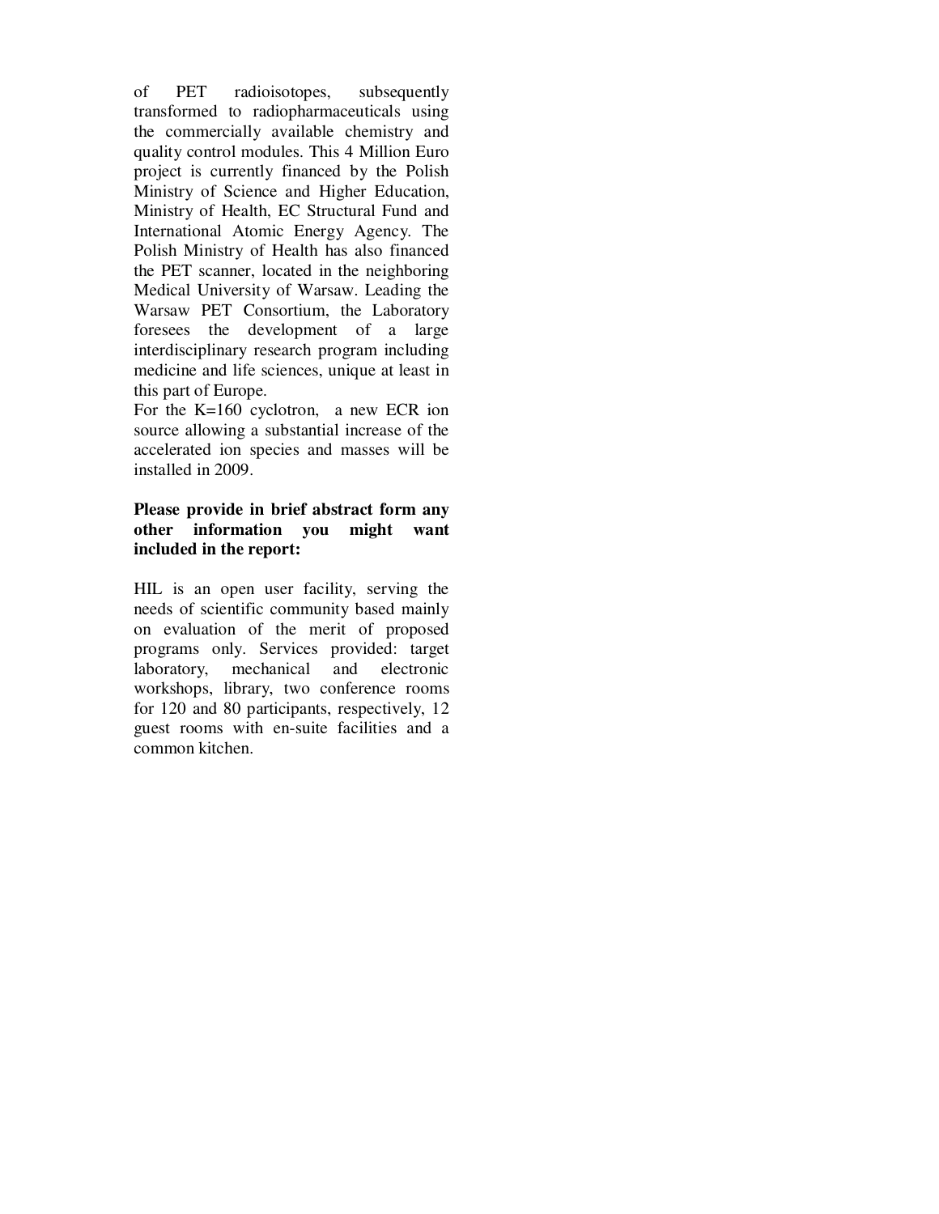of PET radioisotopes, subsequently transformed to radiopharmaceuticals using the commercially available chemistry and quality control modules. This 4 Million Euro project is currently financed by the Polish Ministry of Science and Higher Education, Ministry of Health, EC Structural Fund and International Atomic Energy Agency. The Polish Ministry of Health has also financed the PET scanner, located in the neighboring Medical University of Warsaw. Leading the Warsaw PET Consortium, the Laboratory foresees the development of a large interdisciplinary research program including medicine and life sciences, unique at least in this part of Europe.

For the K=160 cyclotron, a new ECR ion source allowing a substantial increase of the accelerated ion species and masses will be installed in 2009.

**Please provide in brief abstract form any other information you might want included in the report:**

HIL is an open user facility, serving the needs of scientific community based mainly on evaluation of the merit of proposed programs only. Services provided: target laboratory, mechanical and electronic workshops, library, two conference rooms for 120 and 80 participants, respectively, 12 guest rooms with en-suite facilities and a common kitchen.